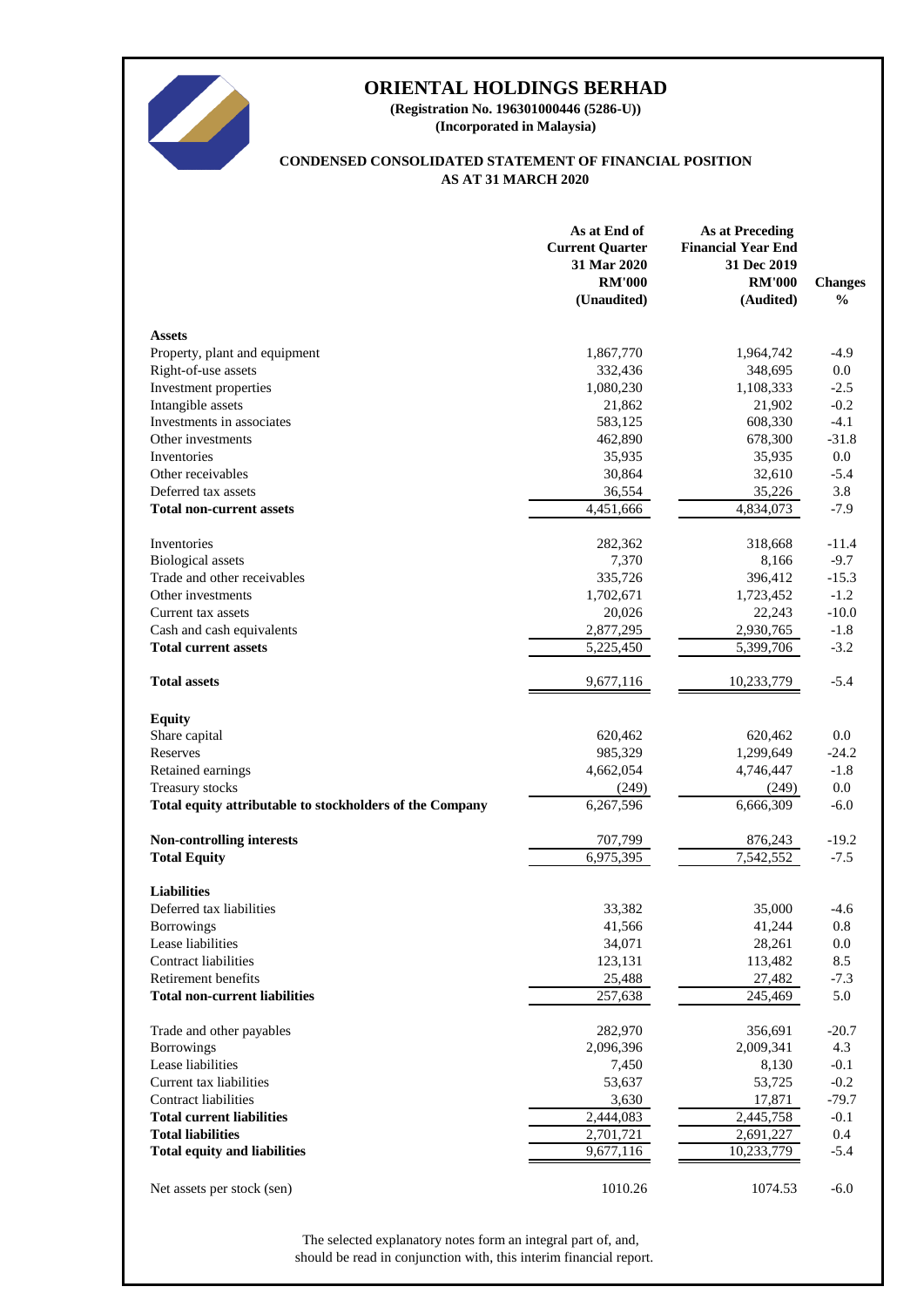# ORIENTAL HOLDINGS BERHAD

**(Registration No. 196301000446 (5286-U))**
**(Incorporated in Malaysia)**

## CONDENSED CONSOLIDATED STATEMENT OF FINANCIAL POSITION AS AT 31 MARCH 2020

| | As at End of Current Quarter 31 Mar 2020 RM'000 (Unaudited) | As at Preceding Financial Year End 31 Dec 2019 RM'000 (Audited) | Changes % |
|---|---|---|---|
| **Assets** | | | |
| Property, plant and equipment | 1,867,770 | 1,964,742 | -4.9 |
| Right-of-use assets | 332,436 | 348,695 | 0.0 |
| Investment properties | 1,080,230 | 1,108,333 | -2.5 |
| Intangible assets | 21,862 | 21,902 | -0.2 |
| Investments in associates | 583,125 | 608,330 | -4.1 |
| Other investments | 462,890 | 678,300 | -31.8 |
| Inventories | 35,935 | 35,935 | 0.0 |
| Other receivables | 30,864 | 32,610 | -5.4 |
| Deferred tax assets | 36,554 | 35,226 | 3.8 |
| **Total non-current assets** | 4,451,666 | 4,834,073 | -7.9 |
| | | | |
| Inventories | 282,362 | 318,668 | -11.4 |
| Biological assets | 7,370 | 8,166 | -9.7 |
| Trade and other receivables | 335,726 | 396,412 | -15.3 |
| Other investments | 1,702,671 | 1,723,452 | -1.2 |
| Current tax assets | 20,026 | 22,243 | -10.0 |
| Cash and cash equivalents | 2,877,295 | 2,930,765 | -1.8 |
| **Total current assets** | 5,225,450 | 5,399,706 | -3.2 |
| | | | |
| **Total assets** | 9,677,116 | 10,233,779 | -5.4 |
| | | | |
| **Equity** | | | |
| Share capital | 620,462 | 620,462 | 0.0 |
| Reserves | 985,329 | 1,299,649 | -24.2 |
| Retained earnings | 4,662,054 | 4,746,447 | -1.8 |
| Treasury stocks | (249) | (249) | 0.0 |
| **Total equity attributable to stockholders of the Company** | 6,267,596 | 6,666,309 | -6.0 |
| | | | |
| **Non-controlling interests** | 707,799 | 876,243 | -19.2 |
| **Total Equity** | 6,975,395 | 7,542,552 | -7.5 |
| | | | |
| **Liabilities** | | | |
| Deferred tax liabilities | 33,382 | 35,000 | -4.6 |
| Borrowings | 41,566 | 41,244 | 0.8 |
| Lease liabilities | 34,071 | 28,261 | 0.0 |
| Contract liabilities | 123,131 | 113,482 | 8.5 |
| Retirement benefits | 25,488 | 27,482 | -7.3 |
| **Total non-current liabilities** | 257,638 | 245,469 | 5.0 |
| | | | |
| Trade and other payables | 282,970 | 356,691 | -20.7 |
| Borrowings | 2,096,396 | 2,009,341 | 4.3 |
| Lease liabilities | 7,450 | 8,130 | -0.1 |
| Current tax liabilities | 53,637 | 53,725 | -0.2 |
| Contract liabilities | 3,630 | 17,871 | -79.7 |
| **Total current liabilities** | 2,444,083 | 2,445,758 | -0.1 |
| **Total liabilities** | 2,701,721 | 2,691,227 | 0.4 |
| **Total equity and liabilities** | 9,677,116 | 10,233,779 | -5.4 |
| | | | |
| Net assets per stock (sen) | 1010.26 | 1074.53 | -6.0 |

The selected explanatory notes form an integral part of, and, should be read in conjunction with, this interim financial report.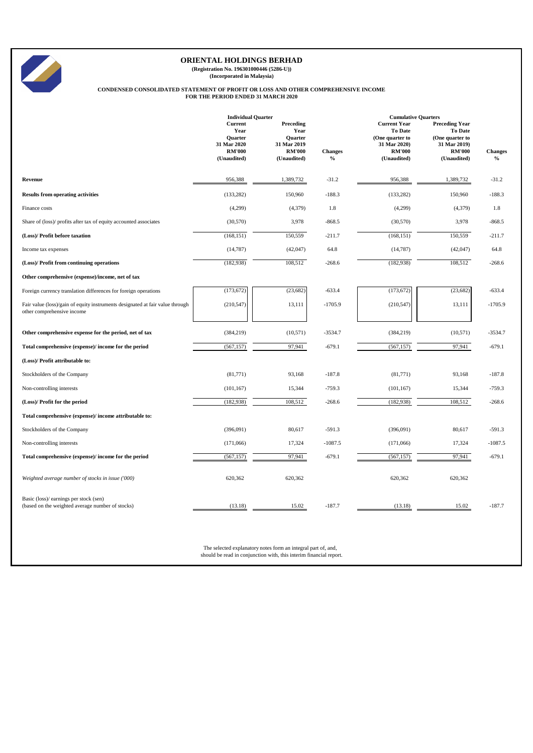# ORIENTAL HOLDINGS BERHAD

**(Registration No. 196301000446 (5286-U))**
**(Incorporated in Malaysia)**

**CONDENSED CONSOLIDATED STATEMENT OF PROFIT OR LOSS AND OTHER COMPREHENSIVE INCOME**
**FOR THE PERIOD ENDED 31 MARCH 2020**

| | Individual Quarter | | | Cumulative Quarters | | |
|---|---|---|---|---|---|---|
| | Current Year Quarter 31 Mar 2020 RM'000 (Unaudited) | Preceding Year Quarter 31 Mar 2019 RM'000 (Unaudited) | Changes % | Current Year To Date (One quarter to 31 Mar 2020) RM'000 (Unaudited) | Preceding Year To Date (One quarter to 31 Mar 2019) RM'000 (Unaudited) | Changes % |
| **Revenue** | 956,388 | 1,389,732 | -31.2 | 956,388 | 1,389,732 | -31.2 |
| **Results from operating activities** | (133,282) | 150,960 | -188.3 | (133,282) | 150,960 | -188.3 |
| Finance costs | (4,299) | (4,379) | 1.8 | (4,299) | (4,379) | 1.8 |
| Share of (loss)/ profits after tax of equity accounted associates | (30,570) | 3,978 | -868.5 | (30,570) | 3,978 | -868.5 |
| **(Loss)/ Profit before taxation** | (168,151) | 150,559 | -211.7 | (168,151) | 150,559 | -211.7 |
| Income tax expenses | (14,787) | (42,047) | 64.8 | (14,787) | (42,047) | 64.8 |
| **(Loss)/ Profit from continuing operations** | (182,938) | 108,512 | -268.6 | (182,938) | 108,512 | -268.6 |
| **Other comprehensive (expense)/income, net of tax** | | | | | | |
| Foreign currency translation differences for foreign operations | (173,672) | (23,682) | -633.4 | (173,672) | (23,682) | -633.4 |
| Fair value (loss)/gain of equity instruments designated at fair value through other comprehensive income | (210,547) | 13,111 | -1705.9 | (210,547) | 13,111 | -1705.9 |
| **Other comprehensive expense for the period, net of tax** | (384,219) | (10,571) | -3534.7 | (384,219) | (10,571) | -3534.7 |
| **Total comprehensive (expense)/ income for the period** | (567,157) | 97,941 | -679.1 | (567,157) | 97,941 | -679.1 |
| **(Loss)/ Profit attributable to:** | | | | | | |
| Stockholders of the Company | (81,771) | 93,168 | -187.8 | (81,771) | 93,168 | -187.8 |
| Non-controlling interests | (101,167) | 15,344 | -759.3 | (101,167) | 15,344 | -759.3 |
| **(Loss)/ Profit for the period** | (182,938) | 108,512 | -268.6 | (182,938) | 108,512 | -268.6 |
| **Total comprehensive (expense)/ income attributable to:** | | | | | | |
| Stockholders of the Company | (396,091) | 80,617 | -591.3 | (396,091) | 80,617 | -591.3 |
| Non-controlling interests | (171,066) | 17,324 | -1087.5 | (171,066) | 17,324 | -1087.5 |
| **Total comprehensive (expense)/ income for the period** | (567,157) | 97,941 | -679.1 | (567,157) | 97,941 | -679.1 |
| *Weighted average number of stocks in issue ('000)* | 620,362 | 620,362 | | 620,362 | 620,362 | |
| Basic (loss)/ earnings per stock (sen) (based on the weighted average number of stocks) | (13.18) | 15.02 | -187.7 | (13.18) | 15.02 | -187.7 |

The selected explanatory notes form an integral part of, and, should be read in conjunction with, this interim financial report.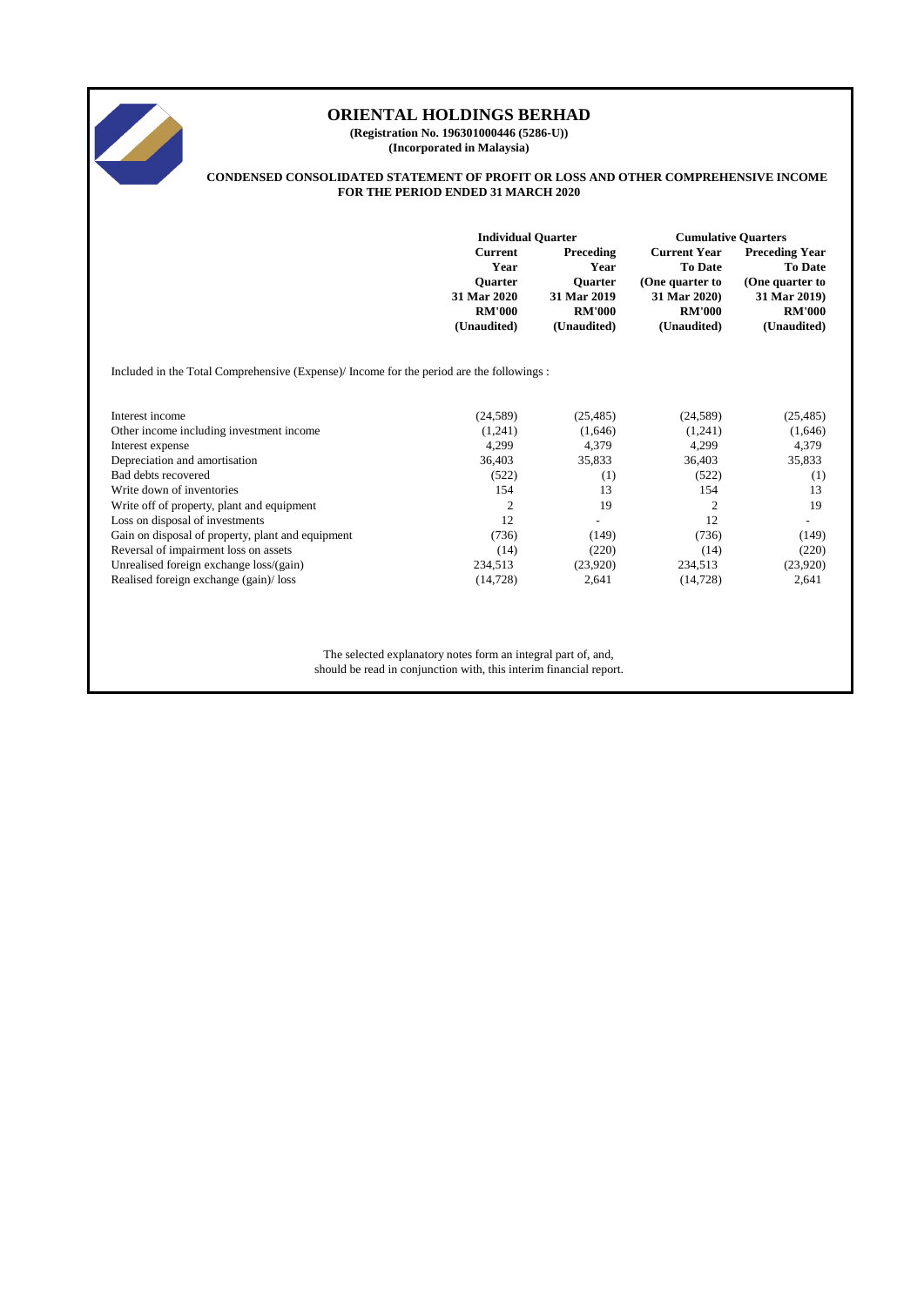# ORIENTAL HOLDINGS BERHAD

**(Registration No. 196301000446 (5286-U))**
**(Incorporated in Malaysia)**

**CONDENSED CONSOLIDATED STATEMENT OF PROFIT OR LOSS AND OTHER COMPREHENSIVE INCOME FOR THE PERIOD ENDED 31 MARCH 2020**

| | Individual Quarter | | Cumulative Quarters | |
|---|---|---|---|---|
| | Current Year Quarter 31 Mar 2020 RM'000 (Unaudited) | Preceding Year Quarter 31 Mar 2019 RM'000 (Unaudited) | Current Year To Date (One quarter to 31 Mar 2020) RM'000 (Unaudited) | Preceding Year To Date (One quarter to 31 Mar 2019) RM'000 (Unaudited) |
| Included in the Total Comprehensive (Expense)/ Income for the period are the followings : | | | | |
| Interest income | (24,589) | (25,485) | (24,589) | (25,485) |
| Other income including investment income | (1,241) | (1,646) | (1,241) | (1,646) |
| Interest expense | 4,299 | 4,379 | 4,299 | 4,379 |
| Depreciation and amortisation | 36,403 | 35,833 | 36,403 | 35,833 |
| Bad debts recovered | (522) | (1) | (522) | (1) |
| Write down of inventories | 154 | 13 | 154 | 13 |
| Write off of property, plant and equipment | 2 | 19 | 2 | 19 |
| Loss on disposal of investments | 12 | - | 12 | - |
| Gain on disposal of property, plant and equipment | (736) | (149) | (736) | (149) |
| Reversal of impairment loss on assets | (14) | (220) | (14) | (220) |
| Unrealised foreign exchange loss/(gain) | 234,513 | (23,920) | 234,513 | (23,920) |
| Realised foreign exchange (gain)/ loss | (14,728) | 2,641 | (14,728) | 2,641 |

The selected explanatory notes form an integral part of, and, should be read in conjunction with, this interim financial report.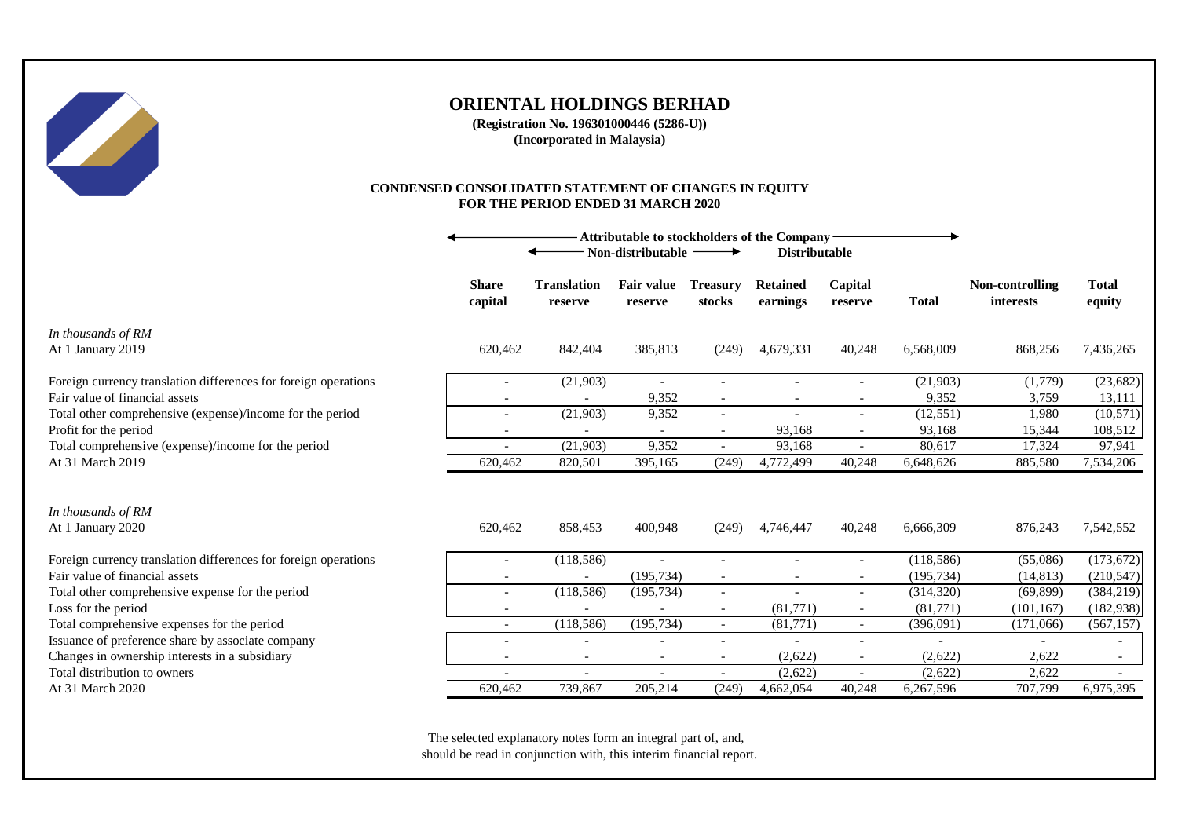# ORIENTAL HOLDINGS BERHAD

**(Registration No. 196301000446 (5286-U))**
**(Incorporated in Malaysia)**

## CONDENSED CONSOLIDATED STATEMENT OF CHANGES IN EQUITY
## FOR THE PERIOD ENDED 31 MARCH 2020

| | Attributable to stockholders of the Company | | | | | | | | |
|---|---|---|---|---|---|---|---|---|---|
| | | Non-distributable | | | Distributable | | | | |
| | **Share capital** | **Translation reserve** | **Fair value reserve** | **Treasury stocks** | **Retained earnings** | **Capital reserve** | **Total** | **Non-controlling interests** | **Total equity** |
| *In thousands of RM* | | | | | | | | | |
| At 1 January 2019 | 620,462 | 842,404 | 385,813 | (249) | 4,679,331 | 40,248 | 6,568,009 | 868,256 | 7,436,265 |
| Foreign currency translation differences for foreign operations | - | (21,903) | - | - | - | - | (21,903) | (1,779) | (23,682) |
| Fair value of financial assets | - | - | 9,352 | - | - | - | 9,352 | 3,759 | 13,111 |
| Total other comprehensive (expense)/income for the period | - | (21,903) | 9,352 | - | - | - | (12,551) | 1,980 | (10,571) |
| Profit for the period | - | - | - | - | 93,168 | - | 93,168 | 15,344 | 108,512 |
| Total comprehensive (expense)/income for the period | - | (21,903) | 9,352 | - | 93,168 | - | 80,617 | 17,324 | 97,941 |
| At 31 March 2019 | 620,462 | 820,501 | 395,165 | (249) | 4,772,499 | 40,248 | 6,648,626 | 885,580 | 7,534,206 |
| | | | | | | | | | |
| *In thousands of RM* | | | | | | | | | |
| At 1 January 2020 | 620,462 | 858,453 | 400,948 | (249) | 4,746,447 | 40,248 | 6,666,309 | 876,243 | 7,542,552 |
| Foreign currency translation differences for foreign operations | - | (118,586) | - | - | - | - | (118,586) | (55,086) | (173,672) |
| Fair value of financial assets | - | - | (195,734) | - | - | - | (195,734) | (14,813) | (210,547) |
| Total other comprehensive expense for the period | - | (118,586) | (195,734) | - | - | - | (314,320) | (69,899) | (384,219) |
| Loss for the period | - | - | - | - | (81,771) | - | (81,771) | (101,167) | (182,938) |
| Total comprehensive expenses for the period | - | (118,586) | (195,734) | - | (81,771) | - | (396,091) | (171,066) | (567,157) |
| Issuance of preference share by associate company | - | - | - | - | - | - | - | - | - |
| Changes in ownership interests in a subsidiary | - | - | - | - | (2,622) | - | (2,622) | 2,622 | - |
| Total distribution to owners | - | - | - | - | (2,622) | - | (2,622) | 2,622 | - |
| At 31 March 2020 | 620,462 | 739,867 | 205,214 | (249) | 4,662,054 | 40,248 | 6,267,596 | 707,799 | 6,975,395 |

The selected explanatory notes form an integral part of, and, should be read in conjunction with, this interim financial report.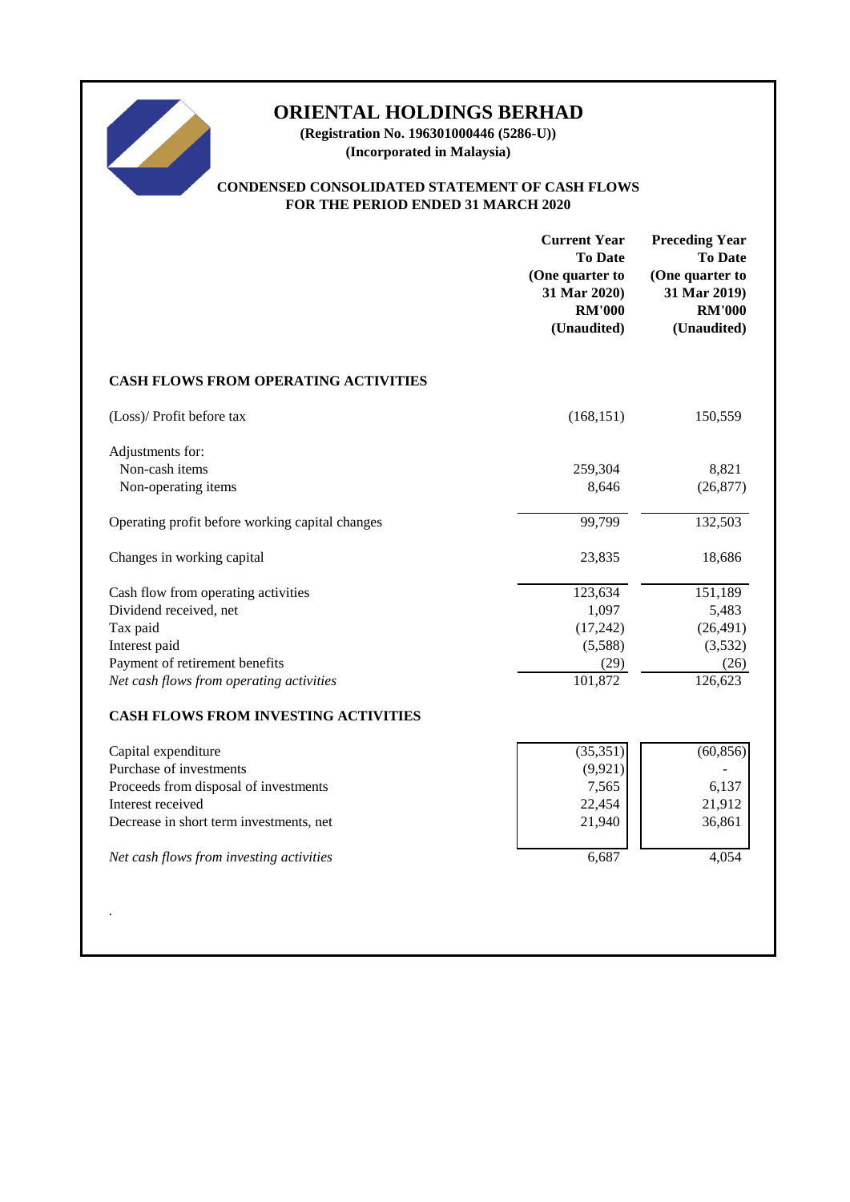# ORIENTAL HOLDINGS BERHAD

**(Registration No. 196301000446 (5286-U))**
**(Incorporated in Malaysia)**

**CONDENSED CONSOLIDATED STATEMENT OF CASH FLOWS**
**FOR THE PERIOD ENDED 31 MARCH 2020**

| | Current Year To Date (One quarter to 31 Mar 2020) RM'000 (Unaudited) | Preceding Year To Date (One quarter to 31 Mar 2019) RM'000 (Unaudited) |
|---|---|---|
| **CASH FLOWS FROM OPERATING ACTIVITIES** | | |
| (Loss)/ Profit before tax | (168,151) | 150,559 |
| Adjustments for: | | |
| Non-cash items | 259,304 | 8,821 |
| Non-operating items | 8,646 | (26,877) |
| Operating profit before working capital changes | 99,799 | 132,503 |
| Changes in working capital | 23,835 | 18,686 |
| Cash flow from operating activities | 123,634 | 151,189 |
| Dividend received, net | 1,097 | 5,483 |
| Tax paid | (17,242) | (26,491) |
| Interest paid | (5,588) | (3,532) |
| Payment of retirement benefits | (29) | (26) |
| *Net cash flows from operating activities* | 101,872 | 126,623 |
| **CASH FLOWS FROM INVESTING ACTIVITIES** | | |
| Capital expenditure | (35,351) | (60,856) |
| Purchase of investments | (9,921) | - |
| Proceeds from disposal of investments | 7,565 | 6,137 |
| Interest received | 22,454 | 21,912 |
| Decrease in short term investments, net | 21,940 | 36,861 |
| *Net cash flows from investing activities* | 6,687 | 4,054 |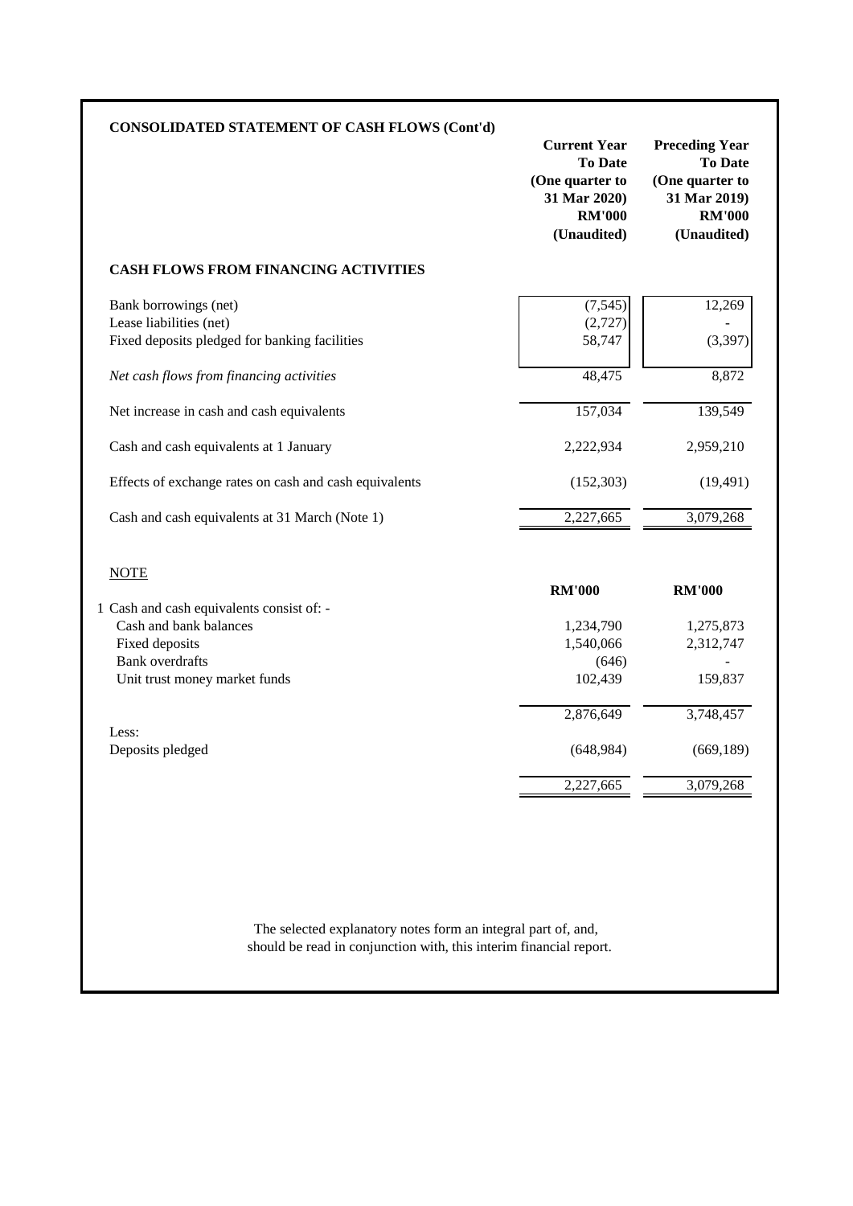## CONSOLIDATED STATEMENT OF CASH FLOWS (Cont'd)

| | Current Year To Date (One quarter to 31 Mar 2020) RM'000 (Unaudited) | Preceding Year To Date (One quarter to 31 Mar 2019) RM'000 (Unaudited) |
|---|---|---|
| **CASH FLOWS FROM FINANCING ACTIVITIES** | | |
| Bank borrowings (net) | (7,545) | 12,269 |
| Lease liabilities (net) | (2,727) | - |
| Fixed deposits pledged for banking facilities | 58,747 | (3,397) |
| *Net cash flows from financing activities* | 48,475 | 8,872 |
| Net increase in cash and cash equivalents | 157,034 | 139,549 |
| Cash and cash equivalents at 1 January | 2,222,934 | 2,959,210 |
| Effects of exchange rates on cash and cash equivalents | (152,303) | (19,491) |
| Cash and cash equivalents at 31 March (Note 1) | 2,227,665 | 3,079,268 |

NOTE

| | RM'000 | RM'000 |
|---|---|---|
| 1 Cash and cash equivalents consist of: - | | |
| Cash and bank balances | 1,234,790 | 1,275,873 |
| Fixed deposits | 1,540,066 | 2,312,747 |
| Bank overdrafts | (646) | - |
| Unit trust money market funds | 102,439 | 159,837 |
| | 2,876,649 | 3,748,457 |
| Less: | | |
| Deposits pledged | (648,984) | (669,189) |
| | 2,227,665 | 3,079,268 |

The selected explanatory notes form an integral part of, and, should be read in conjunction with, this interim financial report.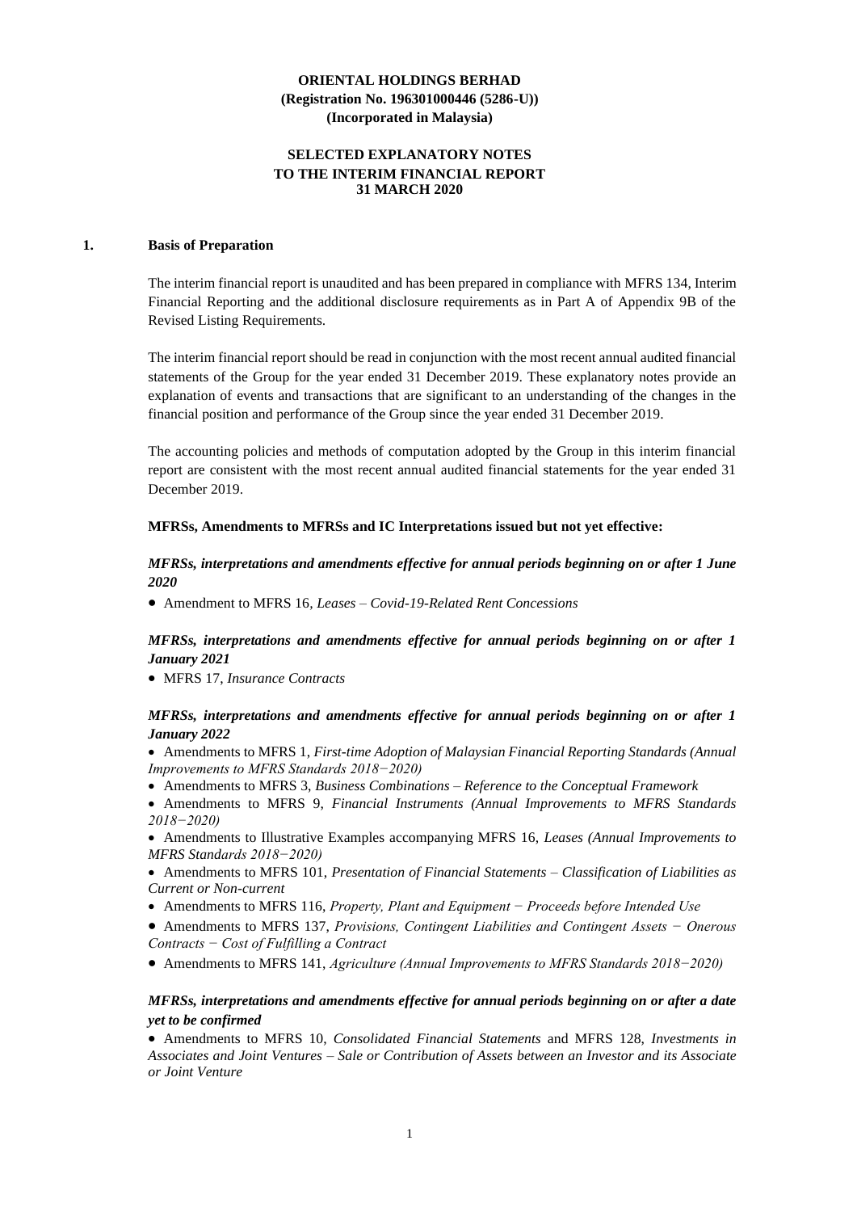**ORIENTAL HOLDINGS BERHAD**
**(Registration No. 196301000446 (5286-U))**
**(Incorporated in Malaysia)**

**SELECTED EXPLANATORY NOTES**
**TO THE INTERIM FINANCIAL REPORT**
**31 MARCH 2020**

## 1. Basis of Preparation

The interim financial report is unaudited and has been prepared in compliance with MFRS 134, Interim Financial Reporting and the additional disclosure requirements as in Part A of Appendix 9B of the Revised Listing Requirements.

The interim financial report should be read in conjunction with the most recent annual audited financial statements of the Group for the year ended 31 December 2019. These explanatory notes provide an explanation of events and transactions that are significant to an understanding of the changes in the financial position and performance of the Group since the year ended 31 December 2019.

The accounting policies and methods of computation adopted by the Group in this interim financial report are consistent with the most recent annual audited financial statements for the year ended 31 December 2019.

**MFRSs, Amendments to MFRSs and IC Interpretations issued but not yet effective:**

***MFRSs, interpretations and amendments effective for annual periods beginning on or after 1 June 2020***

- Amendment to MFRS 16, *Leases – Covid-19-Related Rent Concessions*

***MFRSs, interpretations and amendments effective for annual periods beginning on or after 1 January 2021***

- MFRS 17, *Insurance Contracts*

***MFRSs, interpretations and amendments effective for annual periods beginning on or after 1 January 2022***

- Amendments to MFRS 1, *First-time Adoption of Malaysian Financial Reporting Standards (Annual Improvements to MFRS Standards 2018−2020)*
- Amendments to MFRS 3, *Business Combinations – Reference to the Conceptual Framework*
- Amendments to MFRS 9, *Financial Instruments (Annual Improvements to MFRS Standards 2018−2020)*
- Amendments to Illustrative Examples accompanying MFRS 16, *Leases (Annual Improvements to MFRS Standards 2018−2020)*
- Amendments to MFRS 101, *Presentation of Financial Statements – Classification of Liabilities as Current or Non-current*
- Amendments to MFRS 116, *Property, Plant and Equipment − Proceeds before Intended Use*
- Amendments to MFRS 137, *Provisions, Contingent Liabilities and Contingent Assets − Onerous Contracts − Cost of Fulfilling a Contract*
- Amendments to MFRS 141, *Agriculture (Annual Improvements to MFRS Standards 2018−2020)*

***MFRSs, interpretations and amendments effective for annual periods beginning on or after a date yet to be confirmed***

- Amendments to MFRS 10, *Consolidated Financial Statements* and MFRS 128, *Investments in Associates and Joint Ventures – Sale or Contribution of Assets between an Investor and its Associate or Joint Venture*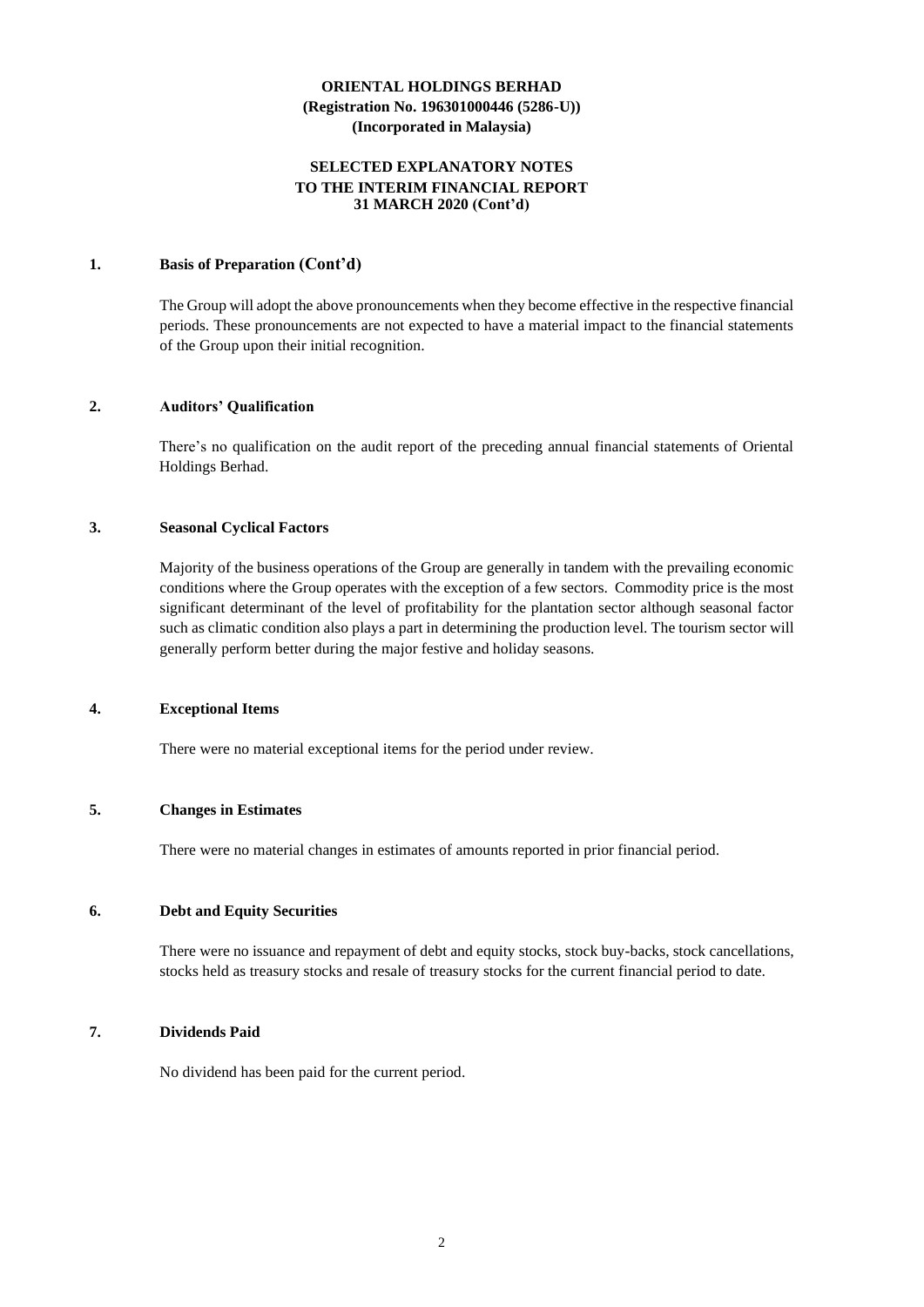**ORIENTAL HOLDINGS BERHAD**
**(Registration No. 196301000446 (5286-U))**
**(Incorporated in Malaysia)**

**SELECTED EXPLANATORY NOTES**
**TO THE INTERIM FINANCIAL REPORT**
**31 MARCH 2020 (Cont'd)**

## 1. Basis of Preparation (Cont'd)

The Group will adopt the above pronouncements when they become effective in the respective financial periods. These pronouncements are not expected to have a material impact to the financial statements of the Group upon their initial recognition.

## 2. Auditors' Qualification

There's no qualification on the audit report of the preceding annual financial statements of Oriental Holdings Berhad.

## 3. Seasonal Cyclical Factors

Majority of the business operations of the Group are generally in tandem with the prevailing economic conditions where the Group operates with the exception of a few sectors. Commodity price is the most significant determinant of the level of profitability for the plantation sector although seasonal factor such as climatic condition also plays a part in determining the production level. The tourism sector will generally perform better during the major festive and holiday seasons.

## 4. Exceptional Items

There were no material exceptional items for the period under review.

## 5. Changes in Estimates

There were no material changes in estimates of amounts reported in prior financial period.

## 6. Debt and Equity Securities

There were no issuance and repayment of debt and equity stocks, stock buy-backs, stock cancellations, stocks held as treasury stocks and resale of treasury stocks for the current financial period to date.

## 7. Dividends Paid

No dividend has been paid for the current period.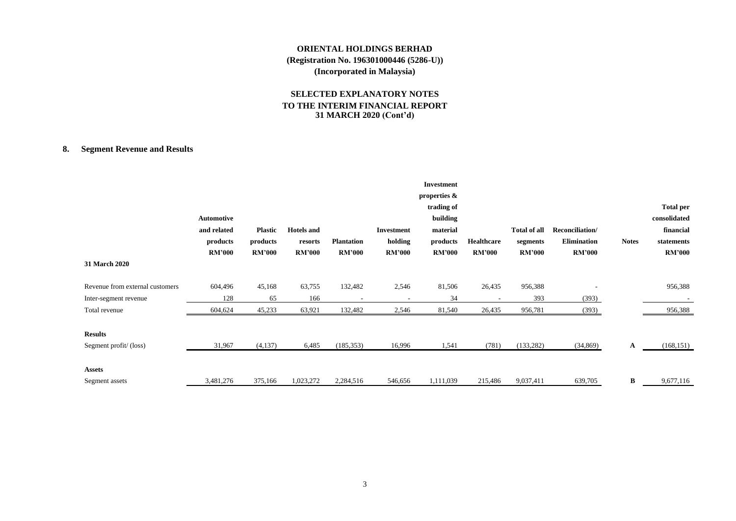**ORIENTAL HOLDINGS BERHAD**
**(Registration No. 196301000446 (5286-U))**
**(Incorporated in Malaysia)**

**SELECTED EXPLANATORY NOTES**
**TO THE INTERIM FINANCIAL REPORT**
**31 MARCH 2020 (Cont'd)**

## 8. Segment Revenue and Results

| | Automotive and related products RM'000 | Plastic products RM'000 | Hotels and resorts RM'000 | Plantation RM'000 | Investment holding RM'000 | Investment properties & trading of building material products RM'000 | Healthcare RM'000 | Total of all segments RM'000 | Reconciliation/ Elimination RM'000 | Notes | Total per consolidated financial statements RM'000 |
|---|---|---|---|---|---|---|---|---|---|---|---|
| **31 March 2020** | | | | | | | | | | | |
| Revenue from external customers | 604,496 | 45,168 | 63,755 | 132,482 | 2,546 | 81,506 | 26,435 | 956,388 | - | | 956,388 |
| Inter-segment revenue | 128 | 65 | 166 | - | - | 34 | - | 393 | (393) | | - |
| Total revenue | 604,624 | 45,233 | 63,921 | 132,482 | 2,546 | 81,540 | 26,435 | 956,781 | (393) | | 956,388 |
| **Results** | | | | | | | | | | | |
| Segment profit/ (loss) | 31,967 | (4,137) | 6,485 | (185,353) | 16,996 | 1,541 | (781) | (133,282) | (34,869) | **A** | (168,151) |
| **Assets** | | | | | | | | | | | |
| Segment assets | 3,481,276 | 375,166 | 1,023,272 | 2,284,516 | 546,656 | 1,111,039 | 215,486 | 9,037,411 | 639,705 | **B** | 9,677,116 |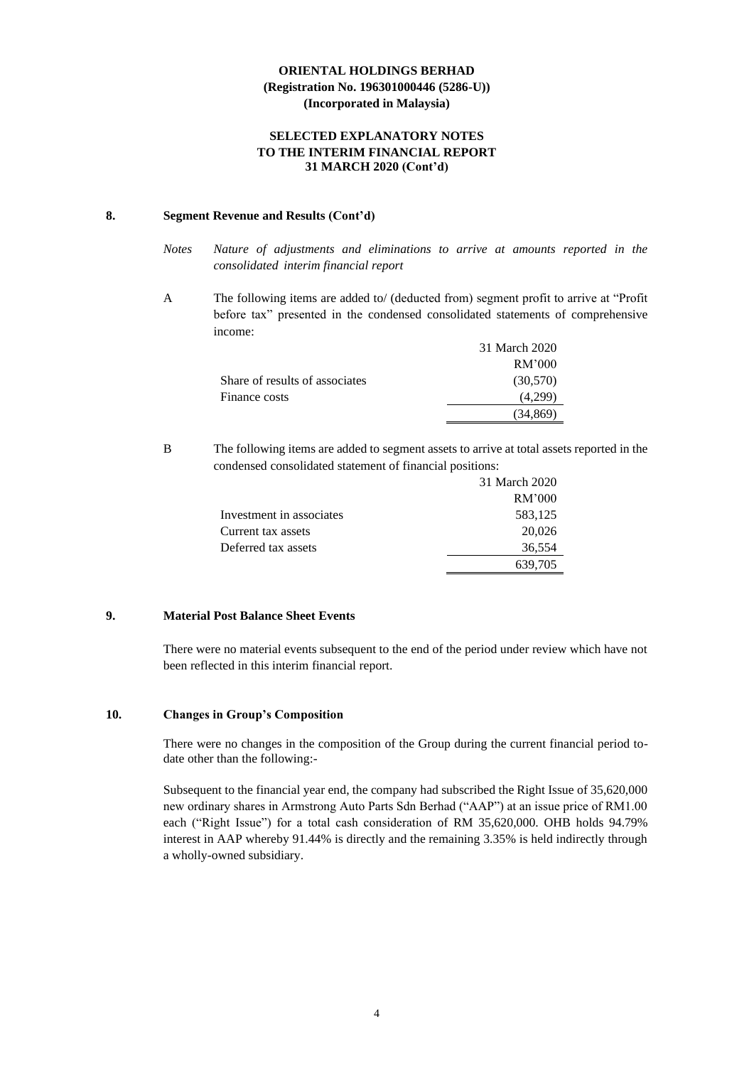**ORIENTAL HOLDINGS BERHAD**
**(Registration No. 196301000446 (5286-U))**
**(Incorporated in Malaysia)**

**SELECTED EXPLANATORY NOTES**
**TO THE INTERIM FINANCIAL REPORT**
**31 MARCH 2020 (Cont'd)**

## 8. Segment Revenue and Results (Cont'd)

*Notes Nature of adjustments and eliminations to arrive at amounts reported in the consolidated interim financial report*

A The following items are added to/ (deducted from) segment profit to arrive at "Profit before tax" presented in the condensed consolidated statements of comprehensive income:

| | 31 March 2020 |
|---|---|
| | RM'000 |
| Share of results of associates | (30,570) |
| Finance costs | (4,299) |
| | (34,869) |

B The following items are added to segment assets to arrive at total assets reported in the condensed consolidated statement of financial positions:

| | 31 March 2020 |
|---|---|
| | RM'000 |
| Investment in associates | 583,125 |
| Current tax assets | 20,026 |
| Deferred tax assets | 36,554 |
| | 639,705 |

## 9. Material Post Balance Sheet Events

There were no material events subsequent to the end of the period under review which have not been reflected in this interim financial report.

## 10. Changes in Group's Composition

There were no changes in the composition of the Group during the current financial period to-date other than the following:-

Subsequent to the financial year end, the company had subscribed the Right Issue of 35,620,000 new ordinary shares in Armstrong Auto Parts Sdn Berhad ("AAP") at an issue price of RM1.00 each ("Right Issue") for a total cash consideration of RM 35,620,000. OHB holds 94.79% interest in AAP whereby 91.44% is directly and the remaining 3.35% is held indirectly through a wholly-owned subsidiary.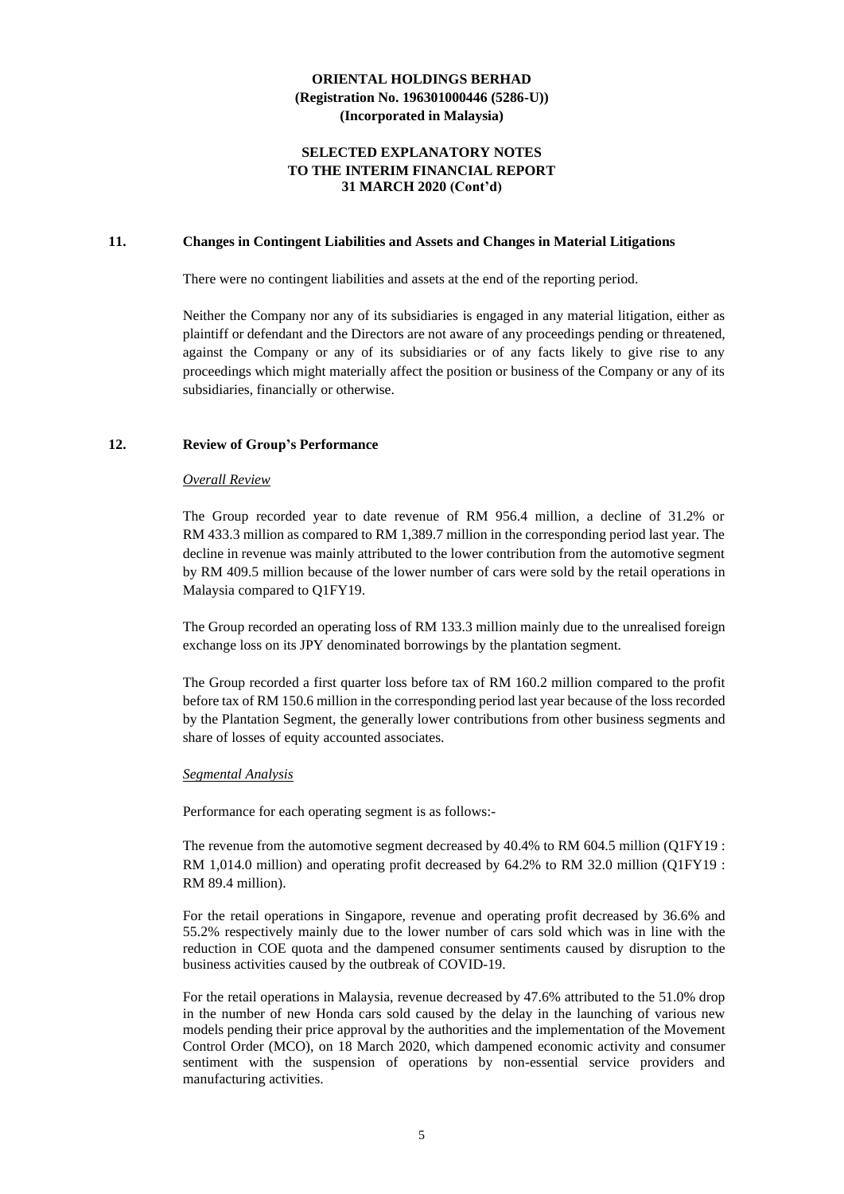# ORIENTAL HOLDINGS BERHAD
**(Registration No. 196301000446 (5286-U))**
**(Incorporated in Malaysia)**

## SELECTED EXPLANATORY NOTES TO THE INTERIM FINANCIAL REPORT 31 MARCH 2020 (Cont'd)

### 11. Changes in Contingent Liabilities and Assets and Changes in Material Litigations

There were no contingent liabilities and assets at the end of the reporting period.

Neither the Company nor any of its subsidiaries is engaged in any material litigation, either as plaintiff or defendant and the Directors are not aware of any proceedings pending or threatened, against the Company or any of its subsidiaries or of any facts likely to give rise to any proceedings which might materially affect the position or business of the Company or any of its subsidiaries, financially or otherwise.

### 12. Review of Group's Performance

*Overall Review*

The Group recorded year to date revenue of RM 956.4 million, a decline of 31.2% or RM 433.3 million as compared to RM 1,389.7 million in the corresponding period last year. The decline in revenue was mainly attributed to the lower contribution from the automotive segment by RM 409.5 million because of the lower number of cars were sold by the retail operations in Malaysia compared to Q1FY19.

The Group recorded an operating loss of RM 133.3 million mainly due to the unrealised foreign exchange loss on its JPY denominated borrowings by the plantation segment.

The Group recorded a first quarter loss before tax of RM 160.2 million compared to the profit before tax of RM 150.6 million in the corresponding period last year because of the loss recorded by the Plantation Segment, the generally lower contributions from other business segments and share of losses of equity accounted associates.

*Segmental Analysis*

Performance for each operating segment is as follows:-

The revenue from the automotive segment decreased by 40.4% to RM 604.5 million (Q1FY19 : RM 1,014.0 million) and operating profit decreased by 64.2% to RM 32.0 million (Q1FY19 : RM 89.4 million).

For the retail operations in Singapore, revenue and operating profit decreased by 36.6% and 55.2% respectively mainly due to the lower number of cars sold which was in line with the reduction in COE quota and the dampened consumer sentiments caused by disruption to the business activities caused by the outbreak of COVID-19.

For the retail operations in Malaysia, revenue decreased by 47.6% attributed to the 51.0% drop in the number of new Honda cars sold caused by the delay in the launching of various new models pending their price approval by the authorities and the implementation of the Movement Control Order (MCO), on 18 March 2020, which dampened economic activity and consumer sentiment with the suspension of operations by non-essential service providers and manufacturing activities.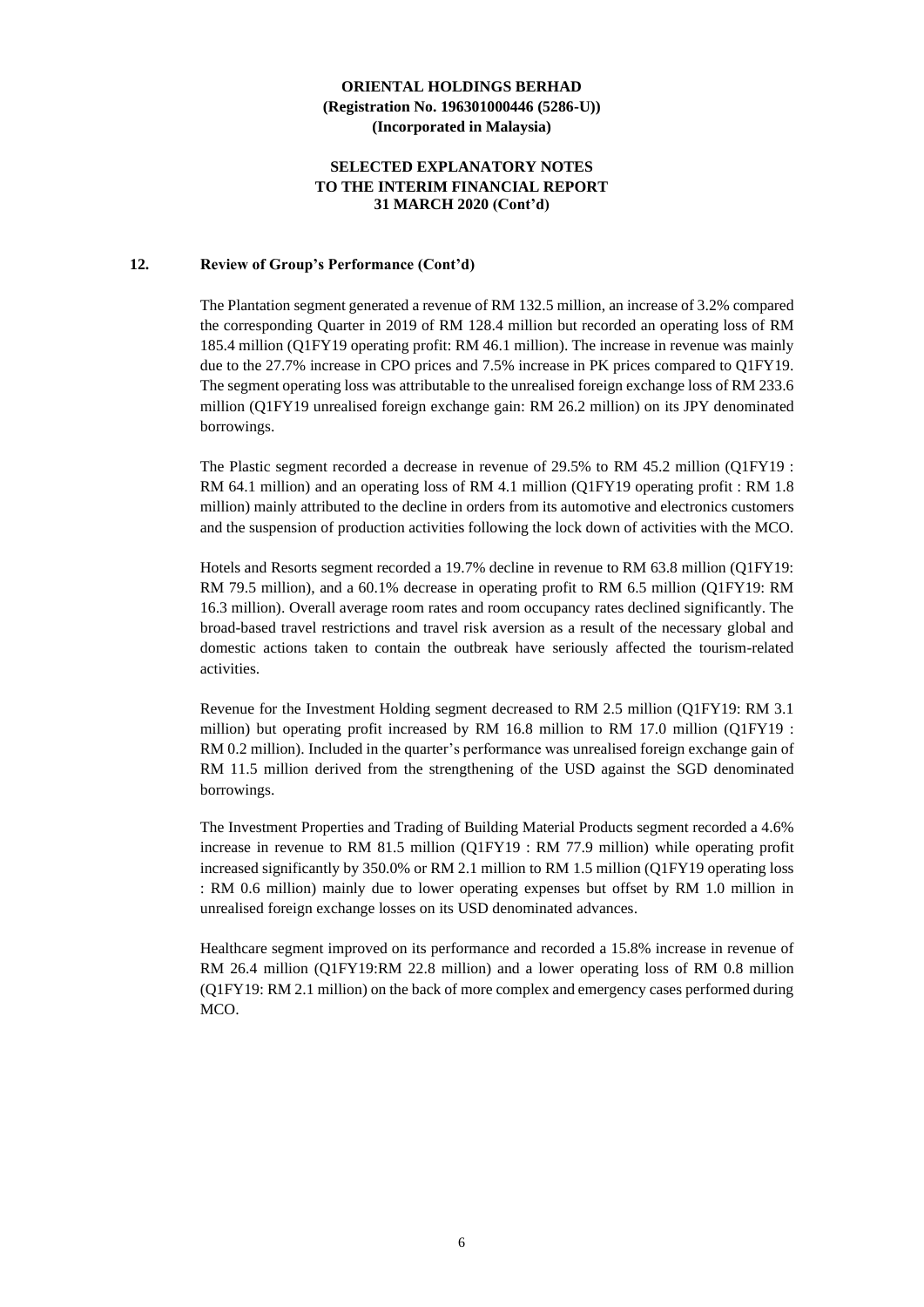**ORIENTAL HOLDINGS BERHAD**
**(Registration No. 196301000446 (5286-U))**
**(Incorporated in Malaysia)**

**SELECTED EXPLANATORY NOTES**
**TO THE INTERIM FINANCIAL REPORT**
**31 MARCH 2020 (Cont'd)**

## 12. Review of Group's Performance (Cont'd)

The Plantation segment generated a revenue of RM 132.5 million, an increase of 3.2% compared the corresponding Quarter in 2019 of RM 128.4 million but recorded an operating loss of RM 185.4 million (Q1FY19 operating profit: RM 46.1 million). The increase in revenue was mainly due to the 27.7% increase in CPO prices and 7.5% increase in PK prices compared to Q1FY19. The segment operating loss was attributable to the unrealised foreign exchange loss of RM 233.6 million (Q1FY19 unrealised foreign exchange gain: RM 26.2 million) on its JPY denominated borrowings.

The Plastic segment recorded a decrease in revenue of 29.5% to RM 45.2 million (Q1FY19 : RM 64.1 million) and an operating loss of RM 4.1 million (Q1FY19 operating profit : RM 1.8 million) mainly attributed to the decline in orders from its automotive and electronics customers and the suspension of production activities following the lock down of activities with the MCO.

Hotels and Resorts segment recorded a 19.7% decline in revenue to RM 63.8 million (Q1FY19: RM 79.5 million), and a 60.1% decrease in operating profit to RM 6.5 million (Q1FY19: RM 16.3 million). Overall average room rates and room occupancy rates declined significantly. The broad-based travel restrictions and travel risk aversion as a result of the necessary global and domestic actions taken to contain the outbreak have seriously affected the tourism-related activities.

Revenue for the Investment Holding segment decreased to RM 2.5 million (Q1FY19: RM 3.1 million) but operating profit increased by RM 16.8 million to RM 17.0 million (Q1FY19 : RM 0.2 million). Included in the quarter's performance was unrealised foreign exchange gain of RM 11.5 million derived from the strengthening of the USD against the SGD denominated borrowings.

The Investment Properties and Trading of Building Material Products segment recorded a 4.6% increase in revenue to RM 81.5 million (Q1FY19 : RM 77.9 million) while operating profit increased significantly by 350.0% or RM 2.1 million to RM 1.5 million (Q1FY19 operating loss : RM 0.6 million) mainly due to lower operating expenses but offset by RM 1.0 million in unrealised foreign exchange losses on its USD denominated advances.

Healthcare segment improved on its performance and recorded a 15.8% increase in revenue of RM 26.4 million (Q1FY19:RM 22.8 million) and a lower operating loss of RM 0.8 million (Q1FY19: RM 2.1 million) on the back of more complex and emergency cases performed during MCO.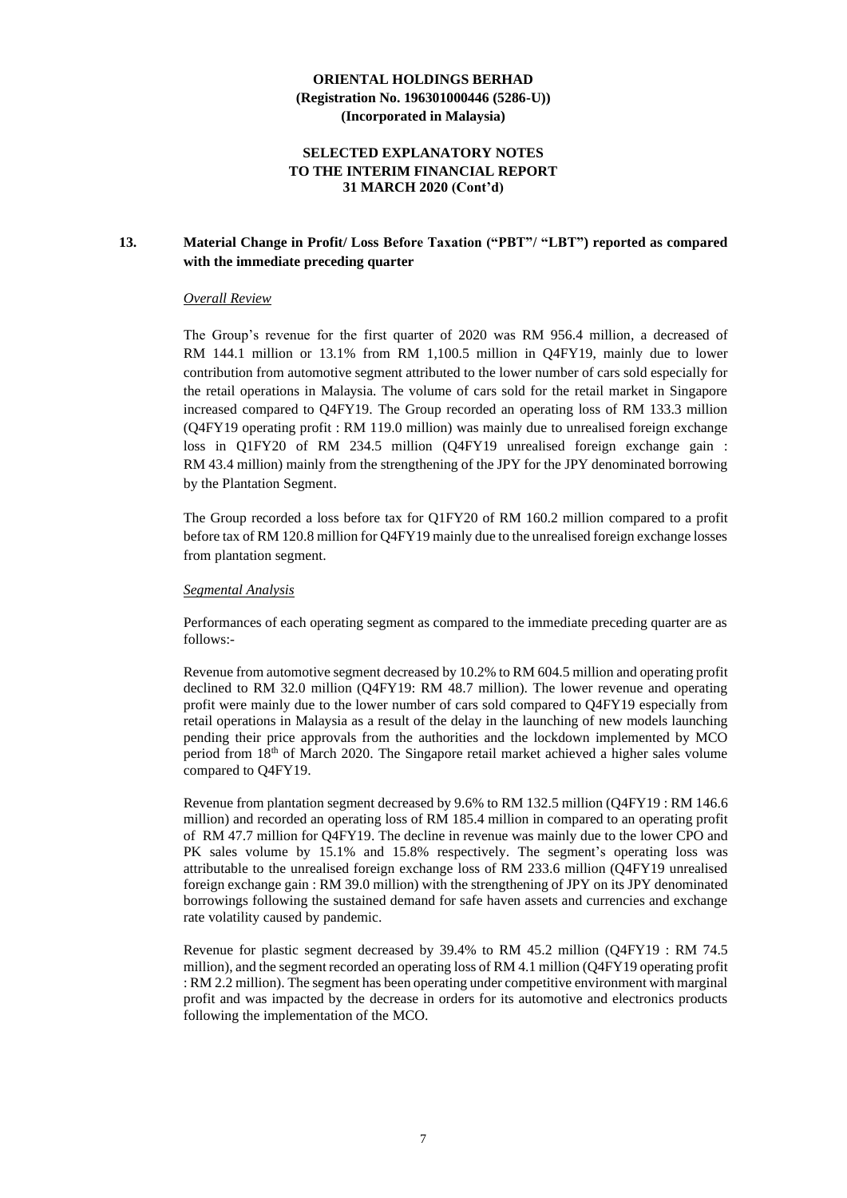**ORIENTAL HOLDINGS BERHAD**
**(Registration No. 196301000446 (5286-U))**
**(Incorporated in Malaysia)**

**SELECTED EXPLANATORY NOTES**
**TO THE INTERIM FINANCIAL REPORT**
**31 MARCH 2020 (Cont'd)**

## 13. Material Change in Profit/ Loss Before Taxation ("PBT"/ "LBT") reported as compared with the immediate preceding quarter

*Overall Review*

The Group's revenue for the first quarter of 2020 was RM 956.4 million, a decreased of RM 144.1 million or 13.1% from RM 1,100.5 million in Q4FY19, mainly due to lower contribution from automotive segment attributed to the lower number of cars sold especially for the retail operations in Malaysia. The volume of cars sold for the retail market in Singapore increased compared to Q4FY19. The Group recorded an operating loss of RM 133.3 million (Q4FY19 operating profit : RM 119.0 million) was mainly due to unrealised foreign exchange loss in Q1FY20 of RM 234.5 million (Q4FY19 unrealised foreign exchange gain : RM 43.4 million) mainly from the strengthening of the JPY for the JPY denominated borrowing by the Plantation Segment.

The Group recorded a loss before tax for Q1FY20 of RM 160.2 million compared to a profit before tax of RM 120.8 million for Q4FY19 mainly due to the unrealised foreign exchange losses from plantation segment.

*Segmental Analysis*

Performances of each operating segment as compared to the immediate preceding quarter are as follows:-

Revenue from automotive segment decreased by 10.2% to RM 604.5 million and operating profit declined to RM 32.0 million (Q4FY19: RM 48.7 million). The lower revenue and operating profit were mainly due to the lower number of cars sold compared to Q4FY19 especially from retail operations in Malaysia as a result of the delay in the launching of new models launching pending their price approvals from the authorities and the lockdown implemented by MCO period from 18th of March 2020. The Singapore retail market achieved a higher sales volume compared to Q4FY19.

Revenue from plantation segment decreased by 9.6% to RM 132.5 million (Q4FY19 : RM 146.6 million) and recorded an operating loss of RM 185.4 million in compared to an operating profit of RM 47.7 million for Q4FY19. The decline in revenue was mainly due to the lower CPO and PK sales volume by 15.1% and 15.8% respectively. The segment's operating loss was attributable to the unrealised foreign exchange loss of RM 233.6 million (Q4FY19 unrealised foreign exchange gain : RM 39.0 million) with the strengthening of JPY on its JPY denominated borrowings following the sustained demand for safe haven assets and currencies and exchange rate volatility caused by pandemic.

Revenue for plastic segment decreased by 39.4% to RM 45.2 million (Q4FY19 : RM 74.5 million), and the segment recorded an operating loss of RM 4.1 million (Q4FY19 operating profit : RM 2.2 million). The segment has been operating under competitive environment with marginal profit and was impacted by the decrease in orders for its automotive and electronics products following the implementation of the MCO.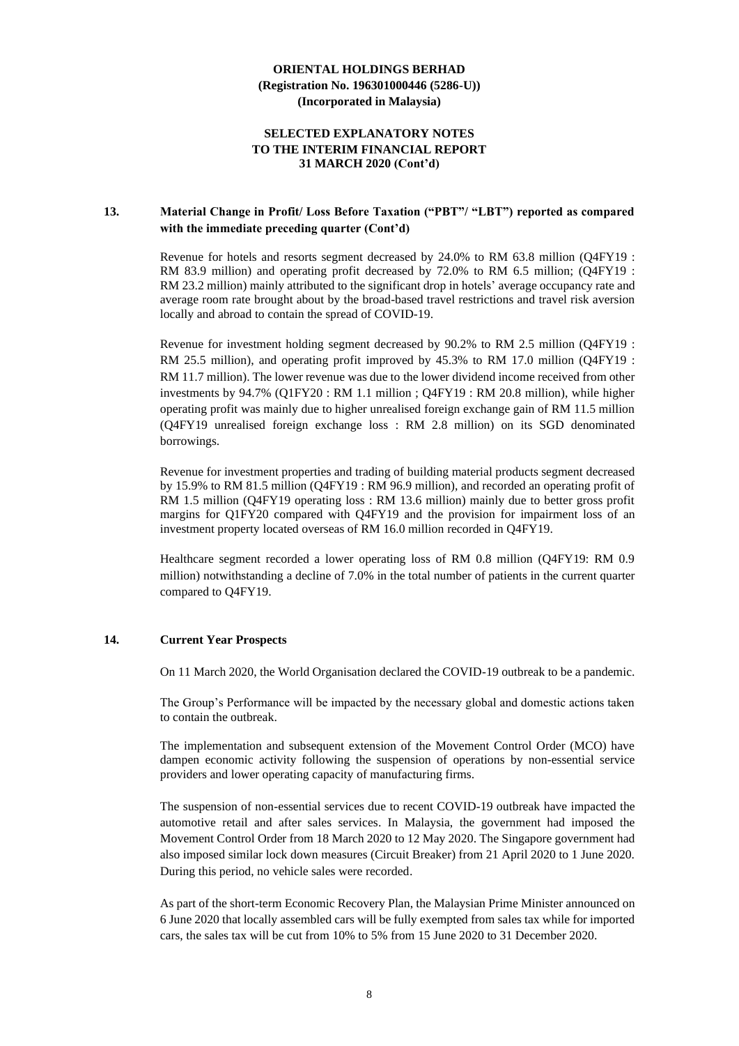**ORIENTAL HOLDINGS BERHAD**
**(Registration No. 196301000446 (5286-U))**
**(Incorporated in Malaysia)**

**SELECTED EXPLANATORY NOTES**
**TO THE INTERIM FINANCIAL REPORT**
**31 MARCH 2020 (Cont'd)**

## 13. Material Change in Profit/ Loss Before Taxation ("PBT"/ "LBT") reported as compared with the immediate preceding quarter (Cont'd)

Revenue for hotels and resorts segment decreased by 24.0% to RM 63.8 million (Q4FY19 : RM 83.9 million) and operating profit decreased by 72.0% to RM 6.5 million; (Q4FY19 : RM 23.2 million) mainly attributed to the significant drop in hotels' average occupancy rate and average room rate brought about by the broad-based travel restrictions and travel risk aversion locally and abroad to contain the spread of COVID-19.

Revenue for investment holding segment decreased by 90.2% to RM 2.5 million (Q4FY19 : RM 25.5 million), and operating profit improved by 45.3% to RM 17.0 million (Q4FY19 : RM 11.7 million). The lower revenue was due to the lower dividend income received from other investments by 94.7% (Q1FY20 : RM 1.1 million ; Q4FY19 : RM 20.8 million), while higher operating profit was mainly due to higher unrealised foreign exchange gain of RM 11.5 million (Q4FY19 unrealised foreign exchange loss : RM 2.8 million) on its SGD denominated borrowings.

Revenue for investment properties and trading of building material products segment decreased by 15.9% to RM 81.5 million (Q4FY19 : RM 96.9 million), and recorded an operating profit of RM 1.5 million (Q4FY19 operating loss : RM 13.6 million) mainly due to better gross profit margins for Q1FY20 compared with Q4FY19 and the provision for impairment loss of an investment property located overseas of RM 16.0 million recorded in Q4FY19.

Healthcare segment recorded a lower operating loss of RM 0.8 million (Q4FY19: RM 0.9 million) notwithstanding a decline of 7.0% in the total number of patients in the current quarter compared to Q4FY19.

## 14. Current Year Prospects

On 11 March 2020, the World Organisation declared the COVID-19 outbreak to be a pandemic.

The Group's Performance will be impacted by the necessary global and domestic actions taken to contain the outbreak.

The implementation and subsequent extension of the Movement Control Order (MCO) have dampen economic activity following the suspension of operations by non-essential service providers and lower operating capacity of manufacturing firms.

The suspension of non-essential services due to recent COVID-19 outbreak have impacted the automotive retail and after sales services. In Malaysia, the government had imposed the Movement Control Order from 18 March 2020 to 12 May 2020. The Singapore government had also imposed similar lock down measures (Circuit Breaker) from 21 April 2020 to 1 June 2020. During this period, no vehicle sales were recorded.

As part of the short-term Economic Recovery Plan, the Malaysian Prime Minister announced on 6 June 2020 that locally assembled cars will be fully exempted from sales tax while for imported cars, the sales tax will be cut from 10% to 5% from 15 June 2020 to 31 December 2020.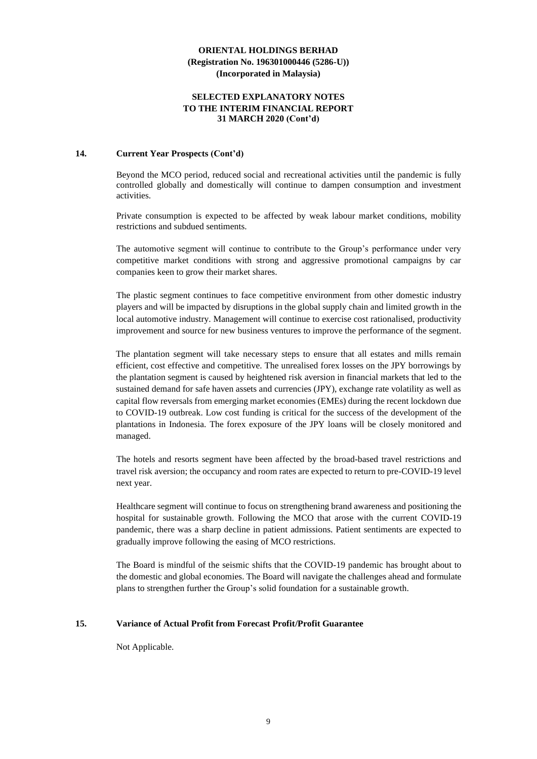## 14. Current Year Prospects (Cont'd)

Beyond the MCO period, reduced social and recreational activities until the pandemic is fully controlled globally and domestically will continue to dampen consumption and investment activities.

Private consumption is expected to be affected by weak labour market conditions, mobility restrictions and subdued sentiments.

The automotive segment will continue to contribute to the Group's performance under very competitive market conditions with strong and aggressive promotional campaigns by car companies keen to grow their market shares.

The plastic segment continues to face competitive environment from other domestic industry players and will be impacted by disruptions in the global supply chain and limited growth in the local automotive industry. Management will continue to exercise cost rationalised, productivity improvement and source for new business ventures to improve the performance of the segment.

The plantation segment will take necessary steps to ensure that all estates and mills remain efficient, cost effective and competitive. The unrealised forex losses on the JPY borrowings by the plantation segment is caused by heightened risk aversion in financial markets that led to the sustained demand for safe haven assets and currencies (JPY), exchange rate volatility as well as capital flow reversals from emerging market economies (EMEs) during the recent lockdown due to COVID-19 outbreak. Low cost funding is critical for the success of the development of the plantations in Indonesia. The forex exposure of the JPY loans will be closely monitored and managed.

The hotels and resorts segment have been affected by the broad-based travel restrictions and travel risk aversion; the occupancy and room rates are expected to return to pre-COVID-19 level next year.

Healthcare segment will continue to focus on strengthening brand awareness and positioning the hospital for sustainable growth. Following the MCO that arose with the current COVID-19 pandemic, there was a sharp decline in patient admissions. Patient sentiments are expected to gradually improve following the easing of MCO restrictions.

The Board is mindful of the seismic shifts that the COVID-19 pandemic has brought about to the domestic and global economies. The Board will navigate the challenges ahead and formulate plans to strengthen further the Group's solid foundation for a sustainable growth.

## 15. Variance of Actual Profit from Forecast Profit/Profit Guarantee

Not Applicable.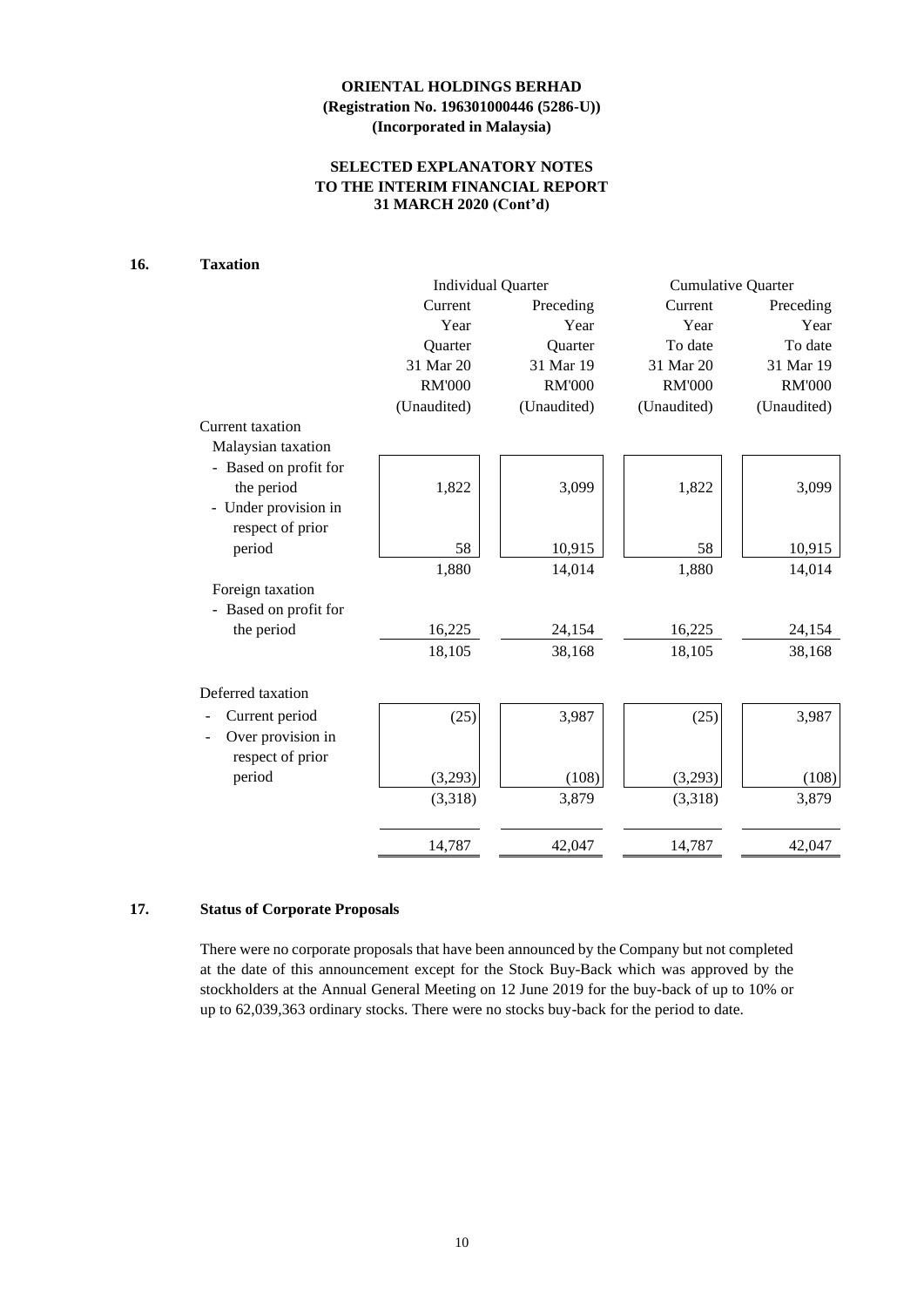**ORIENTAL HOLDINGS BERHAD**
**(Registration No. 196301000446 (5286-U))**
**(Incorporated in Malaysia)**

**SELECTED EXPLANATORY NOTES**
**TO THE INTERIM FINANCIAL REPORT**
**31 MARCH 2020 (Cont'd)**

## 16. Taxation

| | Individual Quarter | | Cumulative Quarter | |
|---|---|---|---|---|
| | Current Year Quarter | Preceding Year Quarter | Current Year To date | Preceding Year To date |
| | 31 Mar 20 | 31 Mar 19 | 31 Mar 20 | 31 Mar 19 |
| | RM'000 | RM'000 | RM'000 | RM'000 |
| | (Unaudited) | (Unaudited) | (Unaudited) | (Unaudited) |
| Current taxation | | | | |
| Malaysian taxation | | | | |
| - Based on profit for the period | 1,822 | 3,099 | 1,822 | 3,099 |
| - Under provision in respect of prior period | 58 | 10,915 | 58 | 10,915 |
| | 1,880 | 14,014 | 1,880 | 14,014 |
| Foreign taxation | | | | |
| - Based on profit for the period | 16,225 | 24,154 | 16,225 | 24,154 |
| | 18,105 | 38,168 | 18,105 | 38,168 |
| Deferred taxation | | | | |
| - Current period | (25) | 3,987 | (25) | 3,987 |
| - Over provision in respect of prior period | (3,293) | (108) | (3,293) | (108) |
| | (3,318) | 3,879 | (3,318) | 3,879 |
| | 14,787 | 42,047 | 14,787 | 42,047 |

## 17. Status of Corporate Proposals

There were no corporate proposals that have been announced by the Company but not completed at the date of this announcement except for the Stock Buy-Back which was approved by the stockholders at the Annual General Meeting on 12 June 2019 for the buy-back of up to 10% or up to 62,039,363 ordinary stocks. There were no stocks buy-back for the period to date.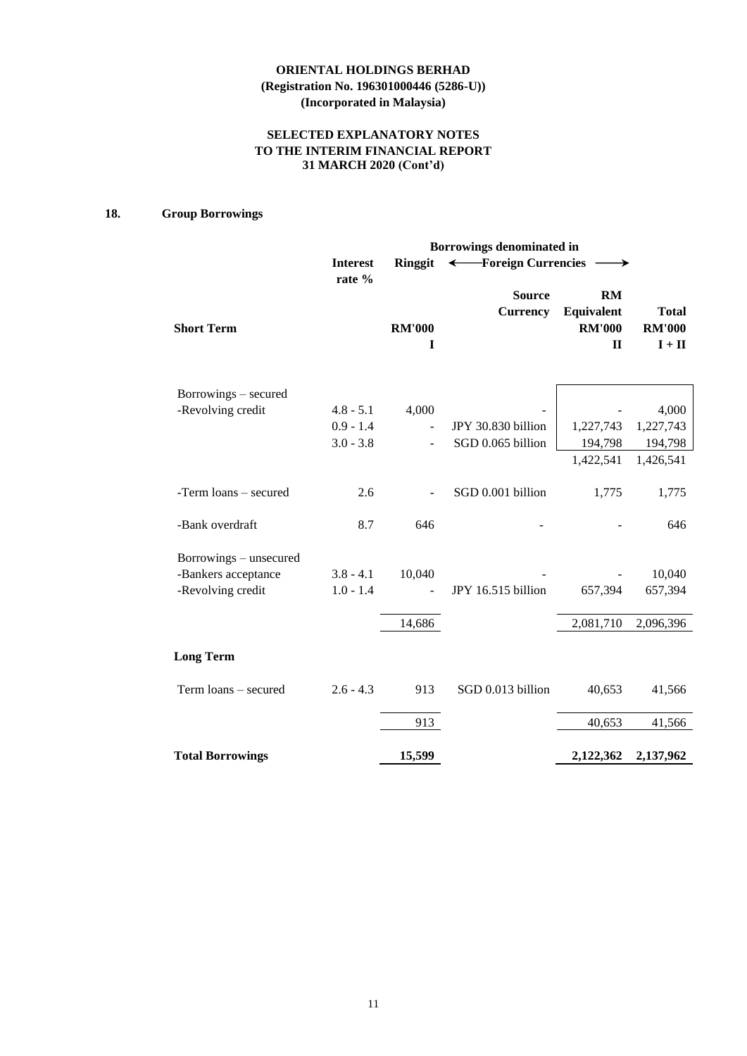**ORIENTAL HOLDINGS BERHAD**
**(Registration No. 196301000446 (5286-U))**
**(Incorporated in Malaysia)**

**SELECTED EXPLANATORY NOTES**
**TO THE INTERIM FINANCIAL REPORT**
**31 MARCH 2020 (Cont'd)**

## 18. Group Borrowings

| | | Borrowings denominated in | | | |
|---|---|---|---|---|---|
| | Interest rate % | Ringgit | Foreign Currencies | | |
| | | | Source Currency | RM Equivalent | Total |
| **Short Term** | | RM'000 | | RM'000 | RM'000 |
| | | I | | II | I + II |
| Borrowings – secured | | | | | |
| -Revolving credit | 4.8 - 5.1 | 4,000 | - | - | 4,000 |
| | 0.9 - 1.4 | - | JPY 30.830 billion | 1,227,743 | 1,227,743 |
| | 3.0 - 3.8 | - | SGD 0.065 billion | 194,798 | 194,798 |
| | | | | 1,422,541 | 1,426,541 |
| -Term loans – secured | 2.6 | - | SGD 0.001 billion | 1,775 | 1,775 |
| -Bank overdraft | 8.7 | 646 | - | - | 646 |
| Borrowings – unsecured | | | | | |
| -Bankers acceptance | 3.8 - 4.1 | 10,040 | - | - | 10,040 |
| -Revolving credit | 1.0 - 1.4 | - | JPY 16.515 billion | 657,394 | 657,394 |
| | | 14,686 | | 2,081,710 | 2,096,396 |
| **Long Term** | | | | | |
| Term loans – secured | 2.6 - 4.3 | 913 | SGD 0.013 billion | 40,653 | 41,566 |
| | | 913 | | 40,653 | 41,566 |
| **Total Borrowings** | | **15,599** | | **2,122,362** | **2,137,962** |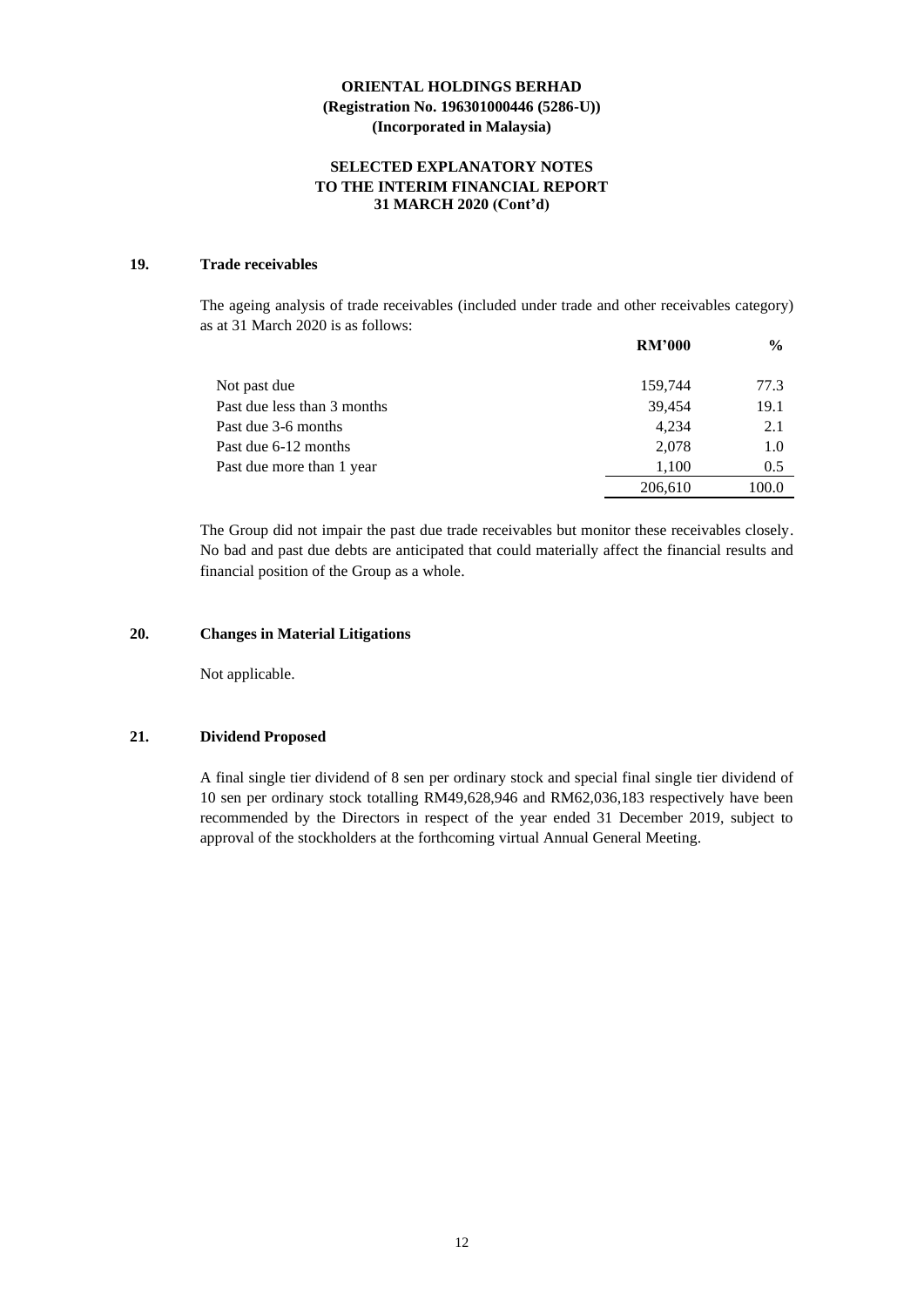**ORIENTAL HOLDINGS BERHAD**
**(Registration No. 196301000446 (5286-U))**
**(Incorporated in Malaysia)**

**SELECTED EXPLANATORY NOTES**
**TO THE INTERIM FINANCIAL REPORT**
**31 MARCH 2020 (Cont'd)**

## 19. Trade receivables

The ageing analysis of trade receivables (included under trade and other receivables category) as at 31 March 2020 is as follows:

| | RM'000 | % |
|---|---|---|
| Not past due | 159,744 | 77.3 |
| Past due less than 3 months | 39,454 | 19.1 |
| Past due 3-6 months | 4,234 | 2.1 |
| Past due 6-12 months | 2,078 | 1.0 |
| Past due more than 1 year | 1,100 | 0.5 |
| | 206,610 | 100.0 |

The Group did not impair the past due trade receivables but monitor these receivables closely. No bad and past due debts are anticipated that could materially affect the financial results and financial position of the Group as a whole.

## 20. Changes in Material Litigations

Not applicable.

## 21. Dividend Proposed

A final single tier dividend of 8 sen per ordinary stock and special final single tier dividend of 10 sen per ordinary stock totalling RM49,628,946 and RM62,036,183 respectively have been recommended by the Directors in respect of the year ended 31 December 2019, subject to approval of the stockholders at the forthcoming virtual Annual General Meeting.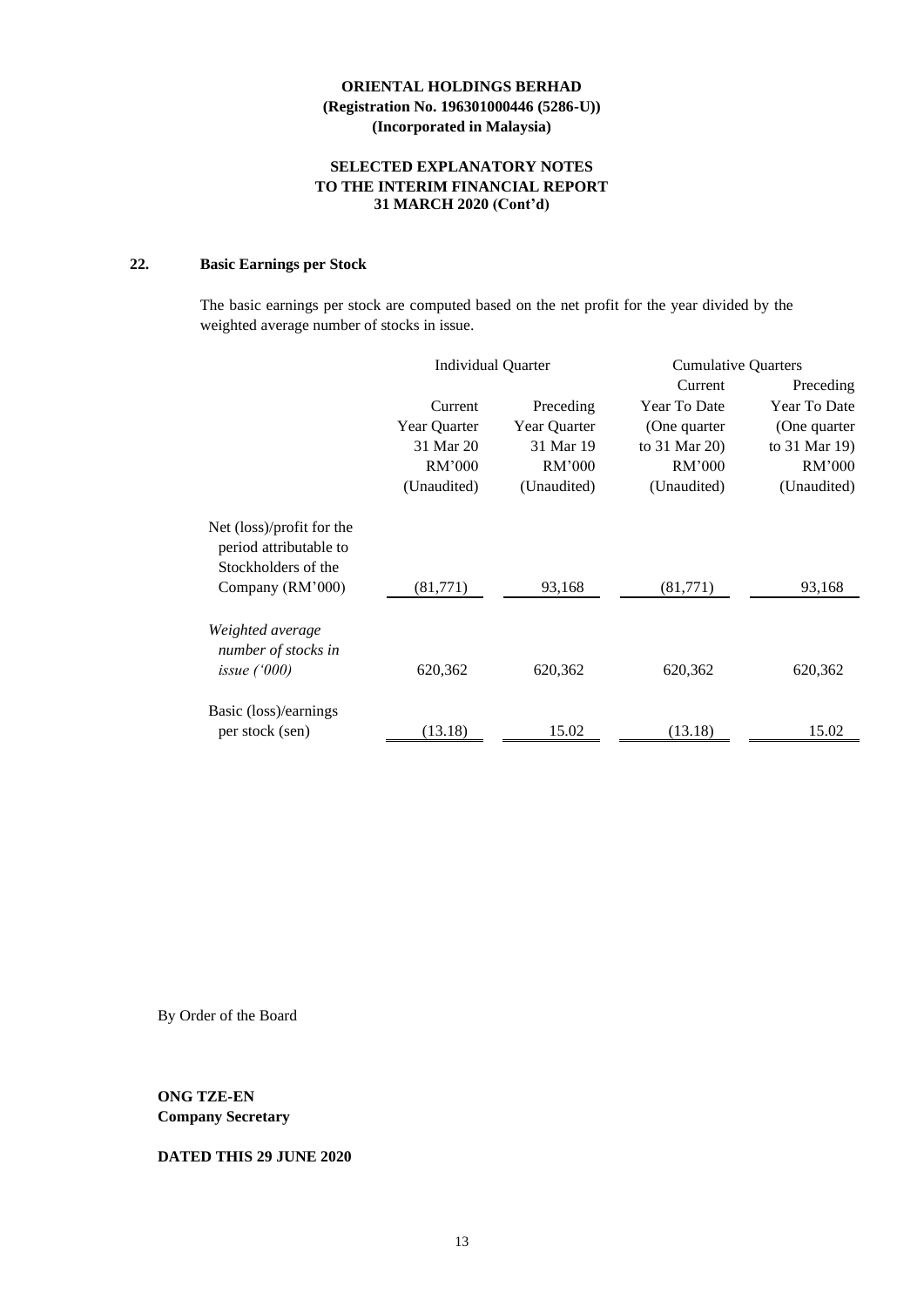**ORIENTAL HOLDINGS BERHAD**
**(Registration No. 196301000446 (5286-U))**
**(Incorporated in Malaysia)**

**SELECTED EXPLANATORY NOTES**
**TO THE INTERIM FINANCIAL REPORT**
**31 MARCH 2020 (Cont'd)**

## 22. Basic Earnings per Stock

The basic earnings per stock are computed based on the net profit for the year divided by the weighted average number of stocks in issue.

| | Individual Quarter | | Cumulative Quarters | |
|---|---|---|---|---|
| | Current Year Quarter 31 Mar 20 RM'000 (Unaudited) | Preceding Year Quarter 31 Mar 19 RM'000 (Unaudited) | Current Year To Date (One quarter to 31 Mar 20) RM'000 (Unaudited) | Preceding Year To Date (One quarter to 31 Mar 19) RM'000 (Unaudited) |
| Net (loss)/profit for the period attributable to Stockholders of the Company (RM'000) | (81,771) | 93,168 | (81,771) | 93,168 |
| *Weighted average number of stocks in issue ('000)* | 620,362 | 620,362 | 620,362 | 620,362 |
| Basic (loss)/earnings per stock (sen) | (13.18) | 15.02 | (13.18) | 15.02 |

By Order of the Board

**ONG TZE-EN**
**Company Secretary**

**DATED THIS 29 JUNE 2020**